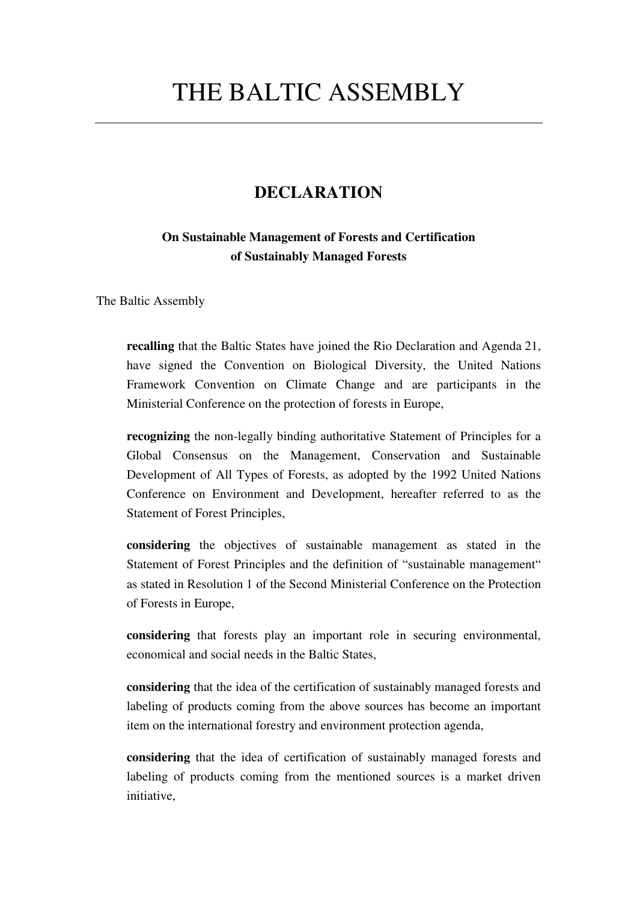# THE BALTIC ASSEMBLY

## DECLARATION

### On Sustainable Management of Forests and Certification of Sustainably Managed Forests

The Baltic Assembly

**recalling** that the Baltic States have joined the Rio Declaration and Agenda 21, have signed the Convention on Biological Diversity, the United Nations Framework Convention on Climate Change and are participants in the Ministerial Conference on the protection of forests in Europe,

**recognizing** the non-legally binding authoritative Statement of Principles for a Global Consensus on the Management, Conservation and Sustainable Development of All Types of Forests, as adopted by the 1992 United Nations Conference on Environment and Development, hereafter referred to as the Statement of Forest Principles,

**considering** the objectives of sustainable management as stated in the Statement of Forest Principles and the definition of "sustainable management" as stated in Resolution 1 of the Second Ministerial Conference on the Protection of Forests in Europe,

**considering** that forests play an important role in securing environmental, economical and social needs in the Baltic States,

**considering** that the idea of the certification of sustainably managed forests and labeling of products coming from the above sources has become an important item on the international forestry and environment protection agenda,

**considering** that the idea of certification of sustainably managed forests and labeling of products coming from the mentioned sources is a market driven initiative,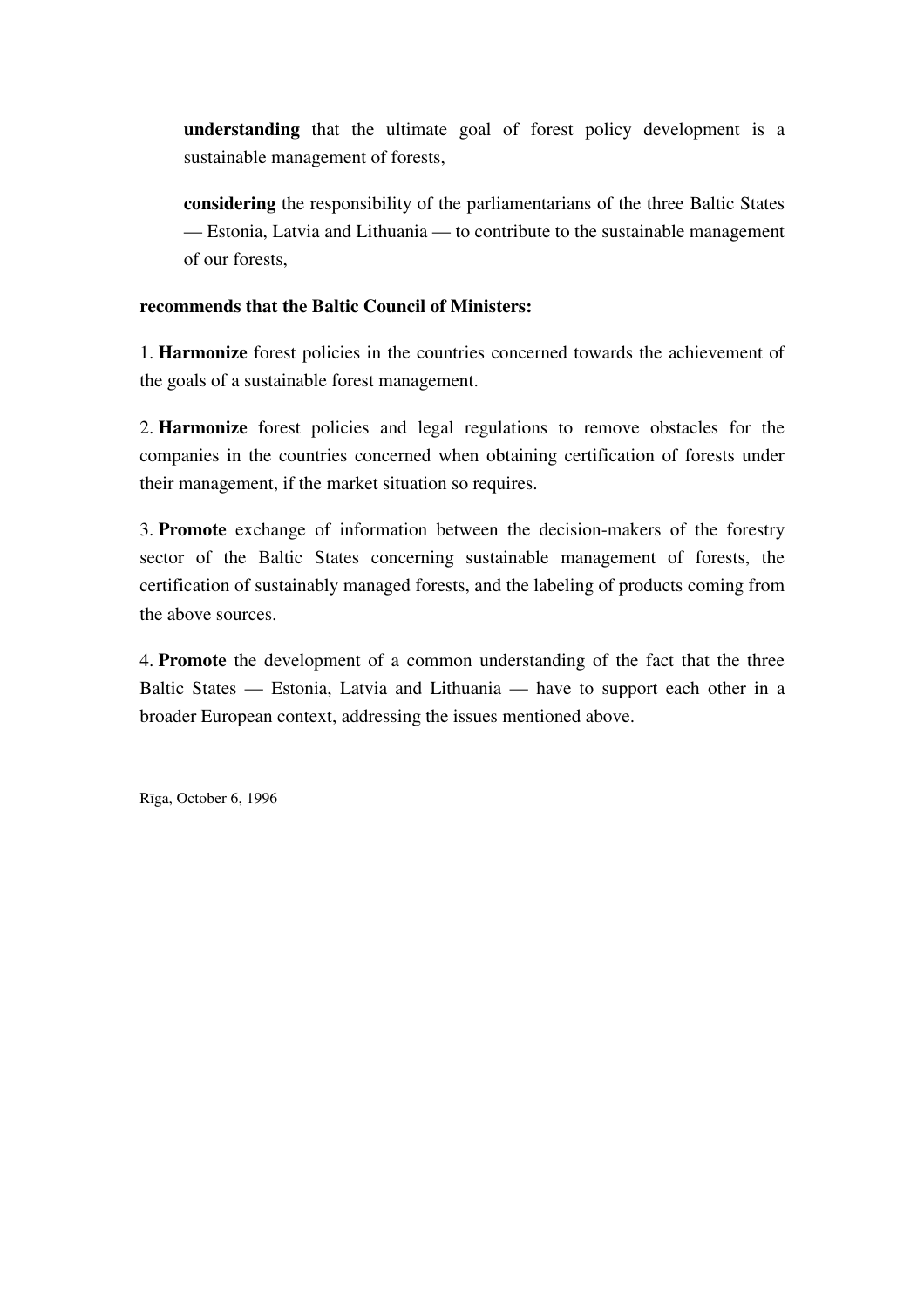**understanding** that the ultimate goal of forest policy development is a sustainable management of forests,

**considering** the responsibility of the parliamentarians of the three Baltic States — Estonia, Latvia and Lithuania — to contribute to the sustainable management of our forests,

**recommends that the Baltic Council of Ministers:**

1. **Harmonize** forest policies in the countries concerned towards the achievement of the goals of a sustainable forest management.

2. **Harmonize** forest policies and legal regulations to remove obstacles for the companies in the countries concerned when obtaining certification of forests under their management, if the market situation so requires.

3. **Promote** exchange of information between the decision-makers of the forestry sector of the Baltic States concerning sustainable management of forests, the certification of sustainably managed forests, and the labeling of products coming from the above sources.

4. **Promote** the development of a common understanding of the fact that the three Baltic States — Estonia, Latvia and Lithuania — have to support each other in a broader European context, addressing the issues mentioned above.

Rīga, October 6, 1996